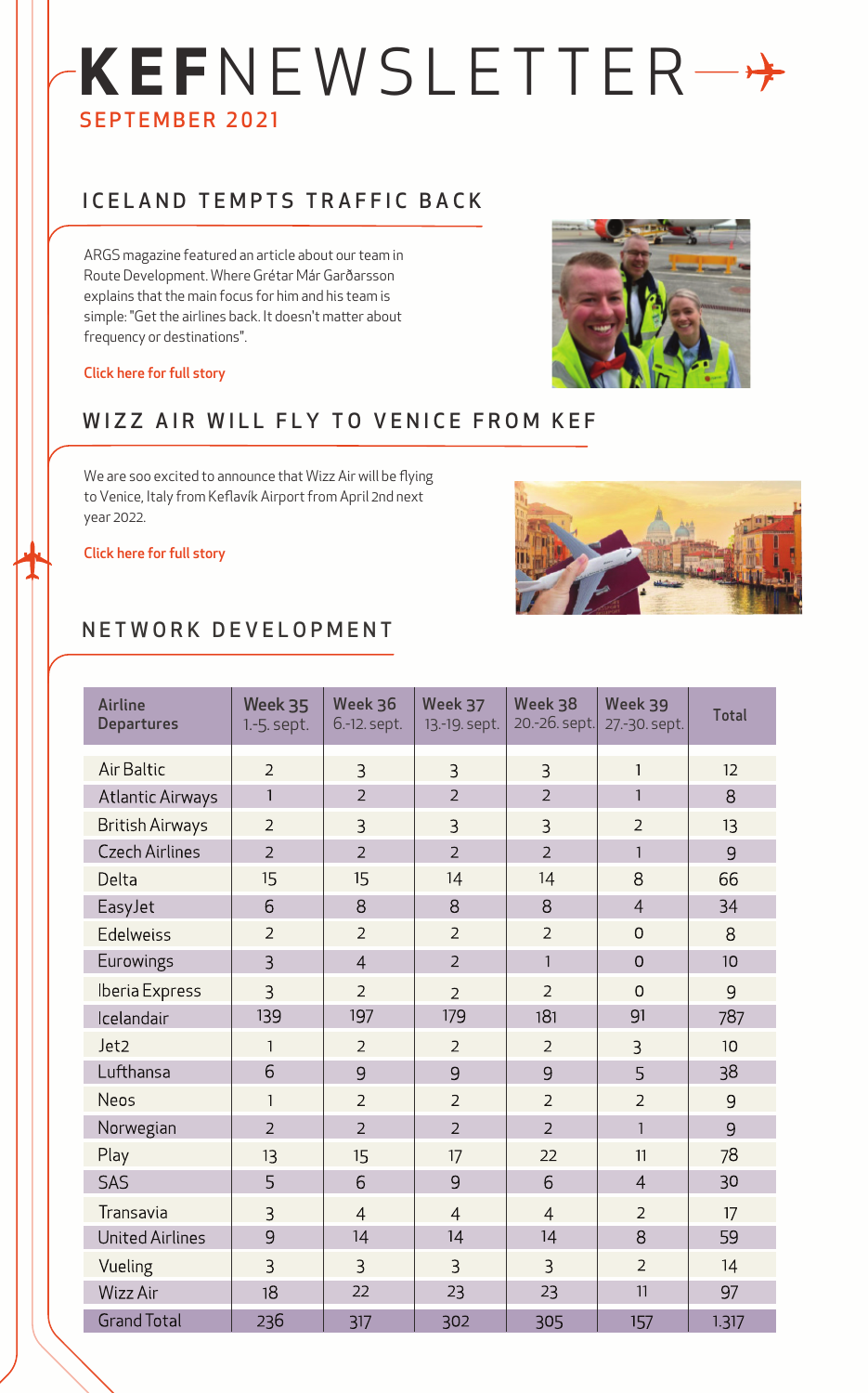# KEFNEWSLETTER

SEPTEMBER 2021

## ICELAND TEMPTS TRAFFIC BACK

ARGS magazine featured an article about our team in Route Development. Where Grétar Már Garðarsson explains that the main focus for him and his team is simple: "Get the airlines back. It doesn't matter about frequency or destinations".

Click here for full story

## WIZZ AIR WILL FLY TO VENICE FROM KEF

We are soo excited to announce that Wizz Air will be flying to Venice, Italy from Keflavík Airport from April 2nd next year 2022.

Click here for full story

## NETWORK DEVELOPMENT

| Airline Departures | Week 35 1.-5. sept. | Week 36 6.-12. sept. | Week 37 13.-19. sept. | Week 38 20.-26. sept. | Week 39 27.-30. sept. | Total |
|---|---|---|---|---|---|---|
| Air Baltic | 2 | 3 | 3 | 3 | 1 | 12 |
| Atlantic Airways | 1 | 2 | 2 | 2 | 1 | 8 |
| British Airways | 2 | 3 | 3 | 3 | 2 | 13 |
| Czech Airlines | 2 | 2 | 2 | 2 | 1 | 9 |
| Delta | 15 | 15 | 14 | 14 | 8 | 66 |
| EasyJet | 6 | 8 | 8 | 8 | 4 | 34 |
| Edelweiss | 2 | 2 | 2 | 2 | 0 | 8 |
| Eurowings | 3 | 4 | 2 | 1 | 0 | 10 |
| Iberia Express | 3 | 2 | 2 | 2 | 0 | 9 |
| Icelandair | 139 | 197 | 179 | 181 | 91 | 787 |
| Jet2 | 1 | 2 | 2 | 2 | 3 | 10 |
| Lufthansa | 6 | 9 | 9 | 9 | 5 | 38 |
| Neos | 1 | 2 | 2 | 2 | 2 | 9 |
| Norwegian | 2 | 2 | 2 | 2 | 1 | 9 |
| Play | 13 | 15 | 17 | 22 | 11 | 78 |
| SAS | 5 | 6 | 9 | 6 | 4 | 30 |
| Transavia | 3 | 4 | 4 | 4 | 2 | 17 |
| United Airlines | 9 | 14 | 14 | 14 | 8 | 59 |
| Vueling | 3 | 3 | 3 | 3 | 2 | 14 |
| Wizz Air | 18 | 22 | 23 | 23 | 11 | 97 |
| Grand Total | 236 | 317 | 302 | 305 | 157 | 1.317 |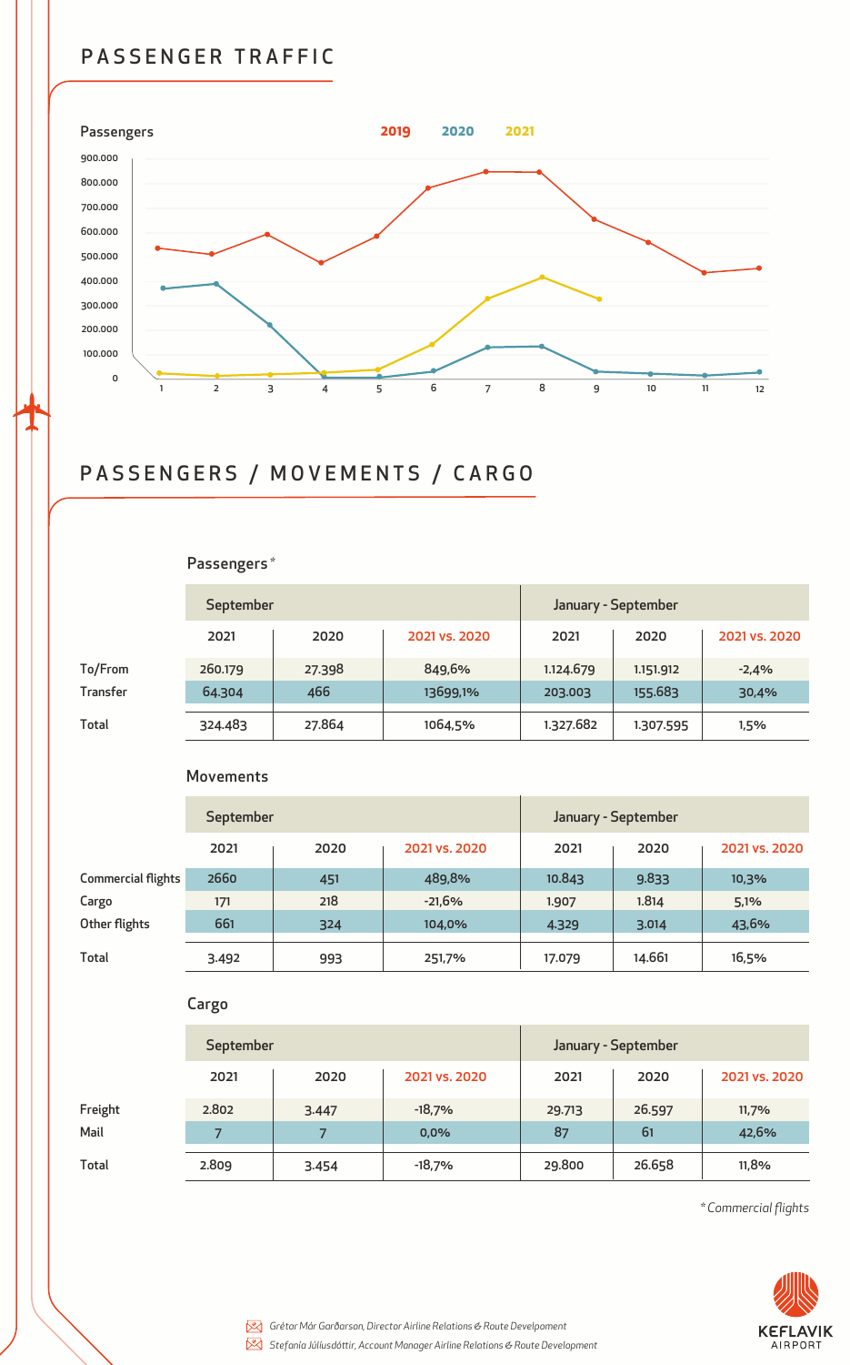# PASSENGER TRAFFIC

Passengers

2019 2020 2021

900.000
800.000
700.000
600.000
500.000
400.000
300.000
200.000
100.000
0

1 2 3 4 5 6 7 8 9 10 11 12

# PASSENGERS / MOVEMENTS / CARGO

## Passengers*

| | September | | | January - September | | |
|---|---|---|---|---|---|---|
| | 2021 | 2020 | 2021 vs. 2020 | 2021 | 2020 | 2021 vs. 2020 |
| To/From | 260.179 | 27.398 | 849,6% | 1.124.679 | 1.151.912 | -2,4% |
| Transfer | 64.304 | 466 | 13699,1% | 203.003 | 155.683 | 30,4% |
| Total | 324.483 | 27.864 | 1064,5% | 1.327.682 | 1.307.595 | 1,5% |

## Movements

| | September | | | January - September | | |
|---|---|---|---|---|---|---|
| | 2021 | 2020 | 2021 vs. 2020 | 2021 | 2020 | 2021 vs. 2020 |
| Commercial flights | 2660 | 451 | 489,8% | 10.843 | 9.833 | 10,3% |
| Cargo | 171 | 218 | -21,6% | 1.907 | 1.814 | 5,1% |
| Other flights | 661 | 324 | 104,0% | 4.329 | 3.014 | 43,6% |
| Total | 3.492 | 993 | 251,7% | 17.079 | 14.661 | 16,5% |

## Cargo

| | September | | | January - September | | |
|---|---|---|---|---|---|---|
| | 2021 | 2020 | 2021 vs. 2020 | 2021 | 2020 | 2021 vs. 2020 |
| Freight | 2.802 | 3.447 | -18,7% | 29.713 | 26.597 | 11,7% |
| Mail | 7 | 7 | 0,0% | 87 | 61 | 42,6% |
| Total | 2.809 | 3.454 | -18,7% | 29.800 | 26.658 | 11,8% |

*\*Commercial flights*

*Grétar Már Garðarson, Director Airline Relations & Route Development*

*Stefanía Júlíusdóttir, Account Manager Airline Relations & Route Development*

KEFLAVIK AIRPORT